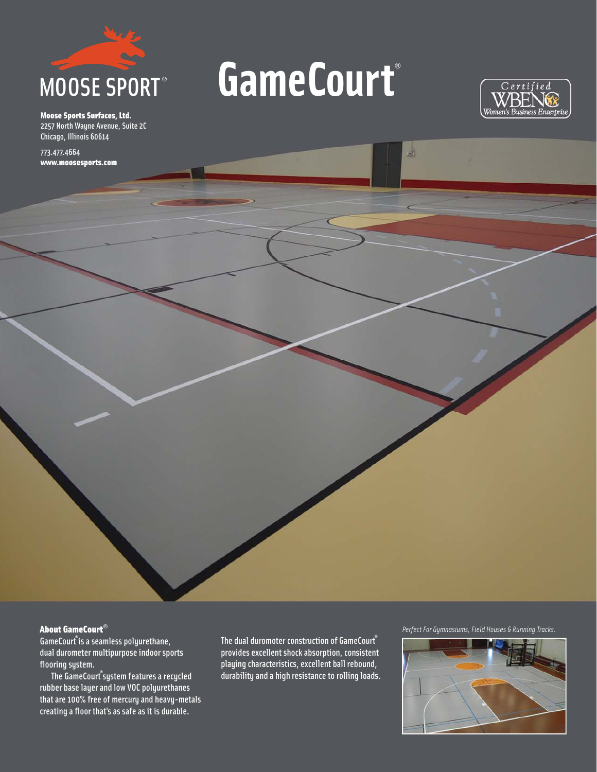MOOSE SPORT®

**Moose Sports Surfaces, Ltd.**
2257 North Wayne Avenue, Suite 2C
Chicago, Illinois 60614

773.477.4664
**www.moosesports.com**

# GameCourt®

Certified WBENC Women's Business Enterprise

## About GameCourt®

GameCourt® is a seamless polyurethane, dual durometer multipurpose indoor sports flooring system.

The GameCourt® system features a recycled rubber base layer and low VOC polyurethanes that are 100% free of mercury and heavy-metals creating a floor that's as safe as it is durable.

The dual duromoter construction of GameCourt® provides excellent shock absorption, consistent playing characteristics, excellent ball rebound, durability and a high resistance to rolling loads.

*Perfect For Gymnasiums, Field Houses & Running Tracks.*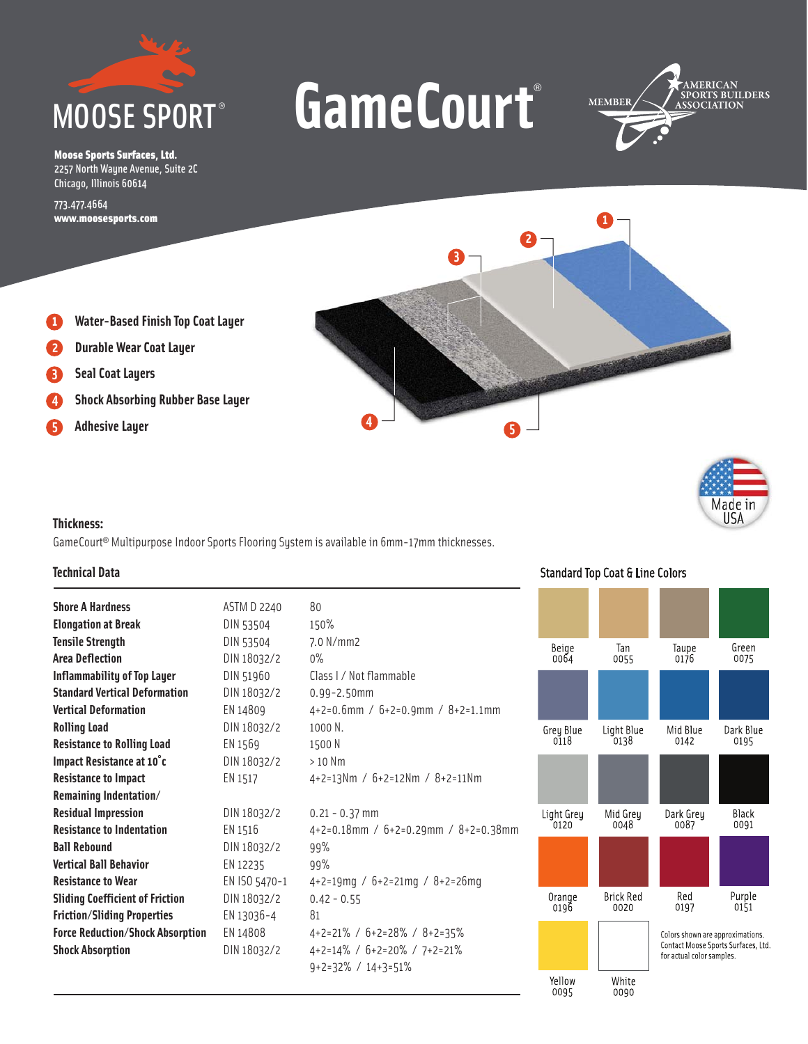MOOSE SPORT®

**Moose Sports Surfaces, Ltd.**
2257 North Wayne Avenue, Suite 2C
Chicago, Illinois 60614

773.477.4664
**www.moosesports.com**

# GameCourt®

MEMBER AMERICAN SPORTS BUILDERS ASSOCIATION

1. **Water-Based Finish Top Coat Layer**
2. **Durable Wear Coat Layer**
3. **Seal Coat Layers**
4. **Shock Absorbing Rubber Base Layer**
5. **Adhesive Layer**

Made in USA

### Thickness:

GameCourt® Multipurpose Indoor Sports Flooring System is available in 6mm-17mm thicknesses.

### Technical Data

| | | |
|---|---|---|
| **Shore A Hardness** | ASTM D 2240 | 80 |
| **Elongation at Break** | DIN 53504 | 150% |
| **Tensile Strength** | DIN 53504 | 7.0 N/mm2 |
| **Area Deflection** | DIN 18032/2 | 0% |
| **Inflammability of Top Layer** | DIN 51960 | Class I / Not flammable |
| **Standard Vertical Deformation** | DIN 18032/2 | 0.99-2.50mm |
| **Vertical Deformation** | EN 14809 | 4+2=0.6mm / 6+2=0.9mm / 8+2=1.1mm |
| **Rolling Load** | DIN 18032/2 | 1000 N. |
| **Resistance to Rolling Load** | EN 1569 | 1500 N |
| **Impact Resistance at 10˚c** | DIN 18032/2 | > 10 Nm |
| **Resistance to Impact** | EN 1517 | 4+2=13Nm / 6+2=12Nm / 8+2=11Nm |
| **Remaining Indentation/ Residual Impression** | DIN 18032/2 | 0.21 - 0.37 mm |
| **Resistance to Indentation** | EN 1516 | 4+2=0.18mm / 6+2=0.29mm / 8+2=0.38mm |
| **Ball Rebound** | DIN 18032/2 | 99% |
| **Vertical Ball Behavior** | EN 12235 | 99% |
| **Resistance to Wear** | EN ISO 5470-1 | 4+2=19mg / 6+2=21mg / 8+2=26mg |
| **Sliding Coefficient of Friction** | DIN 18032/2 | 0.42 - 0.55 |
| **Friction/Sliding Properties** | EN 13036-4 | 81 |
| **Force Reduction/Shock Absorption** | EN 14808 | 4+2=21% / 6+2=28% / 8+2=35% |
| **Shock Absorption** | DIN 18032/2 | 4+2=14% / 6+2=20% / 7+2=21% 9+2=32% / 14+3=51% |

### Standard Top Coat & Line Colors

| | | | |
|---|---|---|---|
| Beige 0064 | Tan 0055 | Taupe 0176 | Green 0075 |
| Grey Blue 0118 | Light Blue 0138 | Mid Blue 0142 | Dark Blue 0195 |
| Light Grey 0120 | Mid Grey 0048 | Dark Grey 0087 | Black 0091 |
| Orange 0196 | Brick Red 0020 | Red 0197 | Purple 0151 |
| Yellow 0095 | White 0090 | | |

Colors shown are approximations. Contact Moose Sports Surfaces, Ltd. for actual color samples.